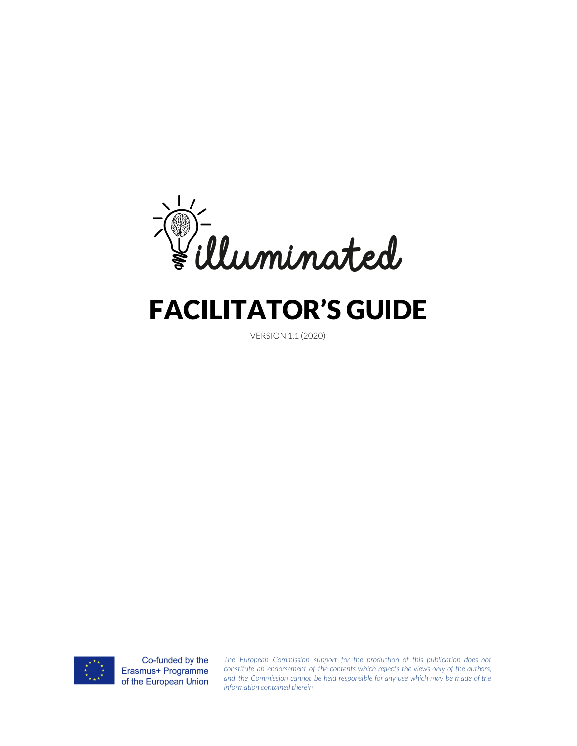illuminated

# FACILITATOR'S GUIDE

VERSION 1.1 (2020)

Co-funded by the Erasmus+ Programme of the European Union

*The European Commission support for the production of this publication does not constitute an endorsement of the contents which reflects the views only of the authors, and the Commission cannot be held responsible for any use which may be made of the information contained therein*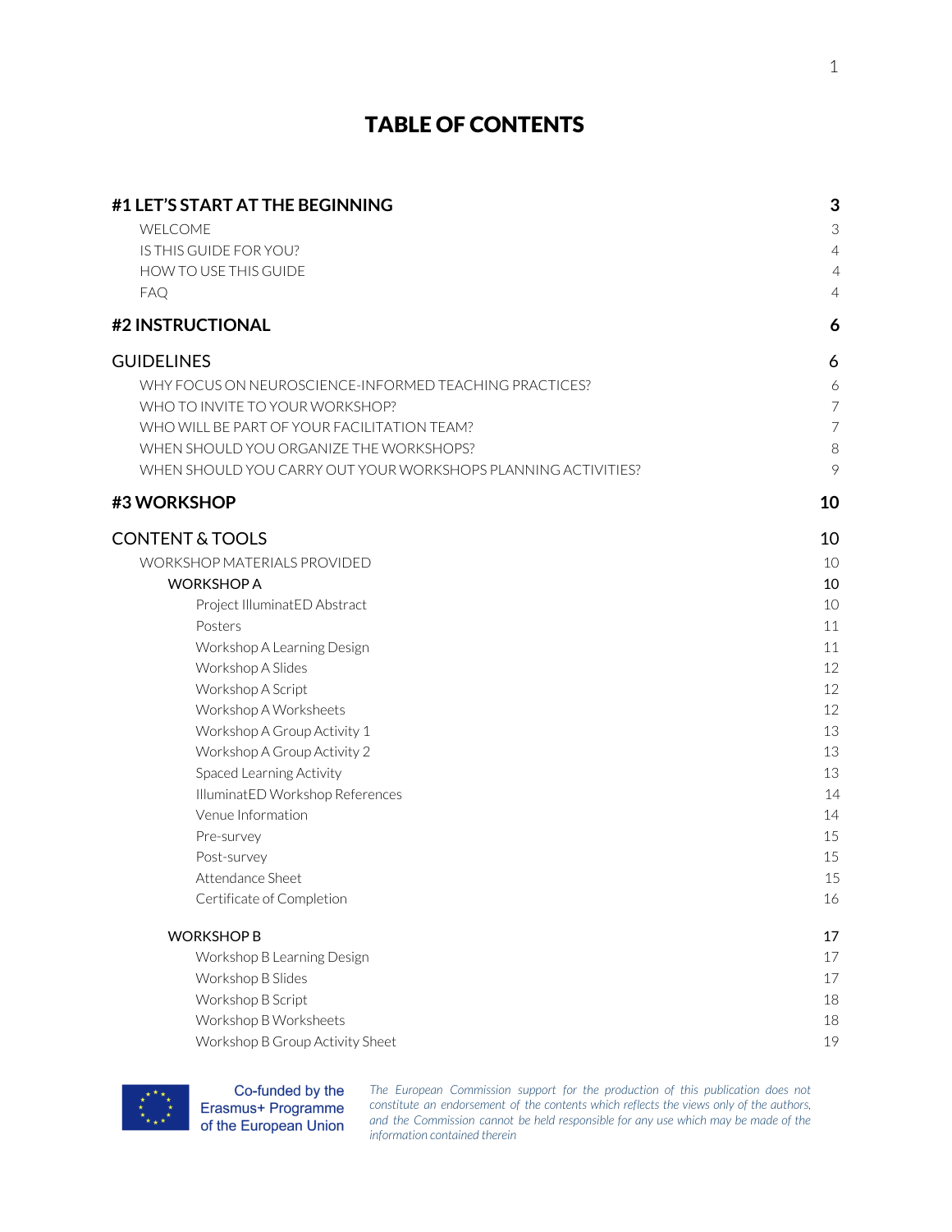# TABLE OF CONTENTS

| | |
|---|---|
| **#1 LET'S START AT THE BEGINNING** | **3** |
| WELCOME | 3 |
| IS THIS GUIDE FOR YOU? | 4 |
| HOW TO USE THIS GUIDE | 4 |
| FAQ | 4 |
| **#2 INSTRUCTIONAL** | **6** |
| GUIDELINES | 6 |
| WHY FOCUS ON NEUROSCIENCE-INFORMED TEACHING PRACTICES? | 6 |
| WHO TO INVITE TO YOUR WORKSHOP? | 7 |
| WHO WILL BE PART OF YOUR FACILITATION TEAM? | 7 |
| WHEN SHOULD YOU ORGANIZE THE WORKSHOPS? | 8 |
| WHEN SHOULD YOU CARRY OUT YOUR WORKSHOPS PLANNING ACTIVITIES? | 9 |
| **#3 WORKSHOP** | **10** |
| CONTENT & TOOLS | 10 |
| WORKSHOP MATERIALS PROVIDED | 10 |
| WORKSHOP A | 10 |
| Project IlluminatED Abstract | 10 |
| Posters | 11 |
| Workshop A Learning Design | 11 |
| Workshop A Slides | 12 |
| Workshop A Script | 12 |
| Workshop A Worksheets | 12 |
| Workshop A Group Activity 1 | 13 |
| Workshop A Group Activity 2 | 13 |
| Spaced Learning Activity | 13 |
| IlluminatED Workshop References | 14 |
| Venue Information | 14 |
| Pre-survey | 15 |
| Post-survey | 15 |
| Attendance Sheet | 15 |
| Certificate of Completion | 16 |
| WORKSHOP B | 17 |
| Workshop B Learning Design | 17 |
| Workshop B Slides | 17 |
| Workshop B Script | 18 |
| Workshop B Worksheets | 18 |
| Workshop B Group Activity Sheet | 19 |

Co-funded by the Erasmus+ Programme of the European Union

*The European Commission support for the production of this publication does not constitute an endorsement of the contents which reflects the views only of the authors, and the Commission cannot be held responsible for any use which may be made of the information contained therein*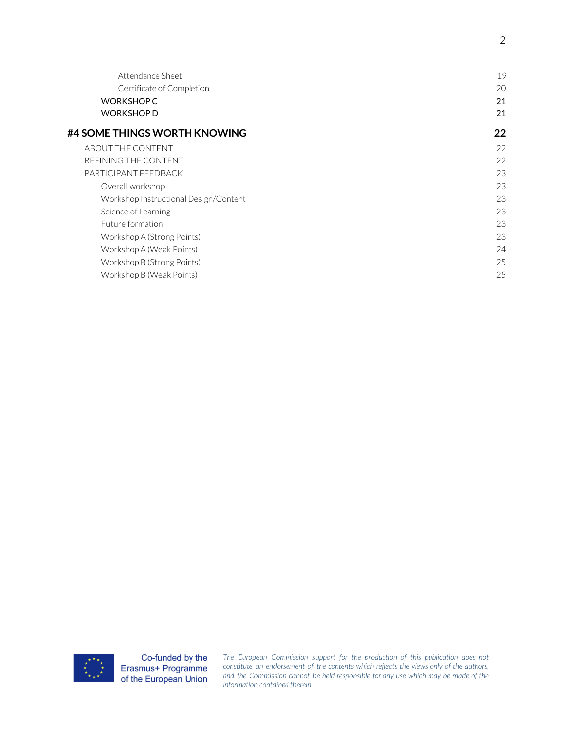Attendance Sheet 19
Certificate of Completion 20
**WORKSHOP C** **21**
**WORKSHOP D** **21**

**#4 SOME THINGS WORTH KNOWING** **22**

ABOUT THE CONTENT 22
REFINING THE CONTENT 22
PARTICIPANT FEEDBACK 23
Overall workshop 23
Workshop Instructional Design/Content 23
Science of Learning 23
Future formation 23
Workshop A (Strong Points) 23
Workshop A (Weak Points) 24
Workshop B (Strong Points) 25
Workshop B (Weak Points) 25

Co-funded by the Erasmus+ Programme of the European Union

*The European Commission support for the production of this publication does not constitute an endorsement of the contents which reflects the views only of the authors, and the Commission cannot be held responsible for any use which may be made of the information contained therein*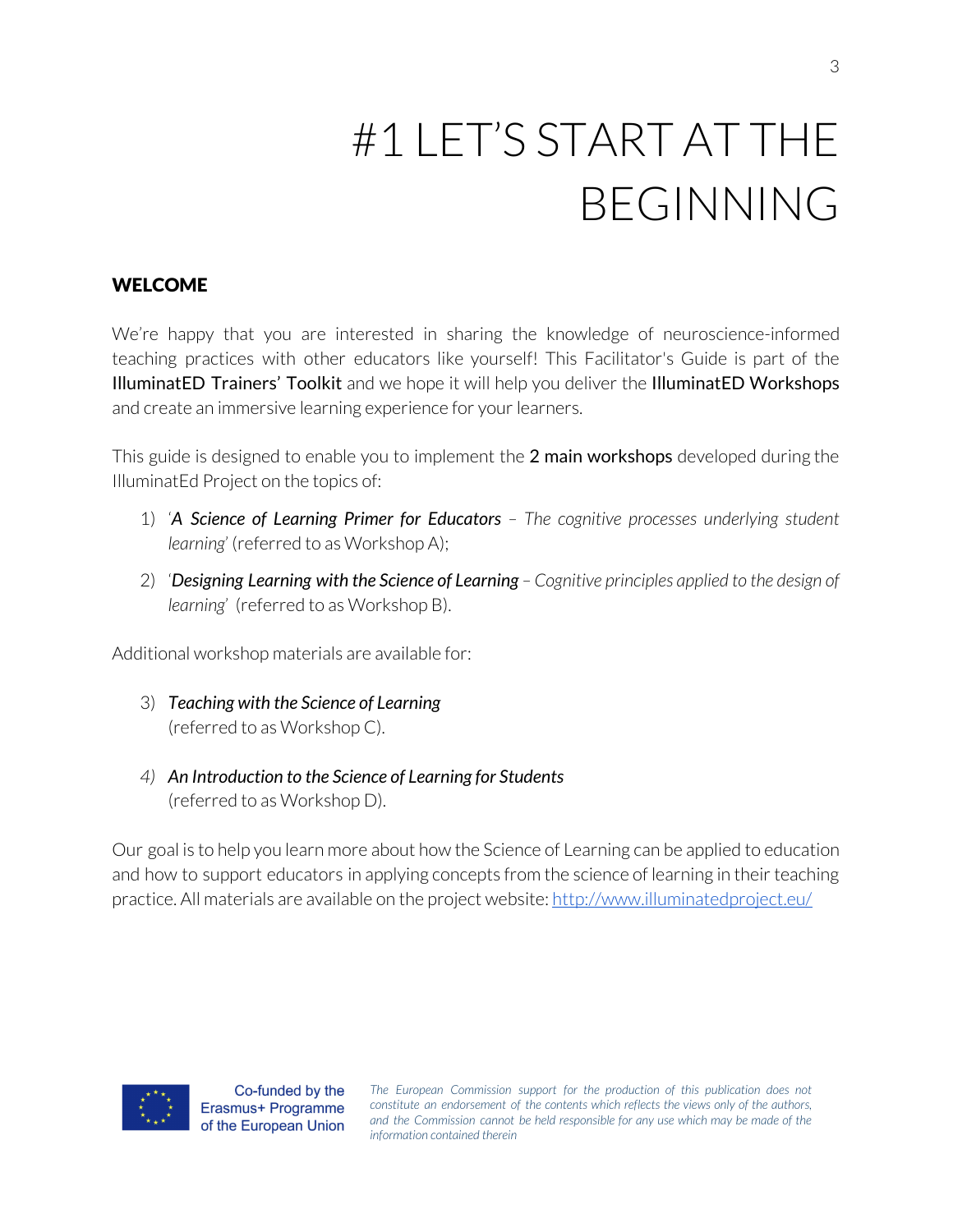# #1 LET'S START AT THE BEGINNING

## WELCOME

We're happy that you are interested in sharing the knowledge of neuroscience-informed teaching practices with other educators like yourself! This Facilitator's Guide is part of the **IlluminatED Trainers' Toolkit** and we hope it will help you deliver the **IlluminatED Workshops** and create an immersive learning experience for your learners.

This guide is designed to enable you to implement the **2 main workshops** developed during the IlluminatEd Project on the topics of:

1) '***A Science of Learning Primer for Educators*** – *The cognitive processes underlying student learning*' (referred to as Workshop A);
2) '***Designing Learning with the Science of Learning*** – *Cognitive principles applied to the design of learning*' (referred to as Workshop B).

Additional workshop materials are available for:

3) ***Teaching with the Science of Learning***
   (referred to as Workshop C).
4) ***An Introduction to the Science of Learning for Students***
   (referred to as Workshop D).

Our goal is to help you learn more about how the Science of Learning can be applied to education and how to support educators in applying concepts from the science of learning in their teaching practice. All materials are available on the project website: http://www.illuminatedproject.eu/

Co-funded by the Erasmus+ Programme of the European Union

*The European Commission support for the production of this publication does not constitute an endorsement of the contents which reflects the views only of the authors, and the Commission cannot be held responsible for any use which may be made of the information contained therein*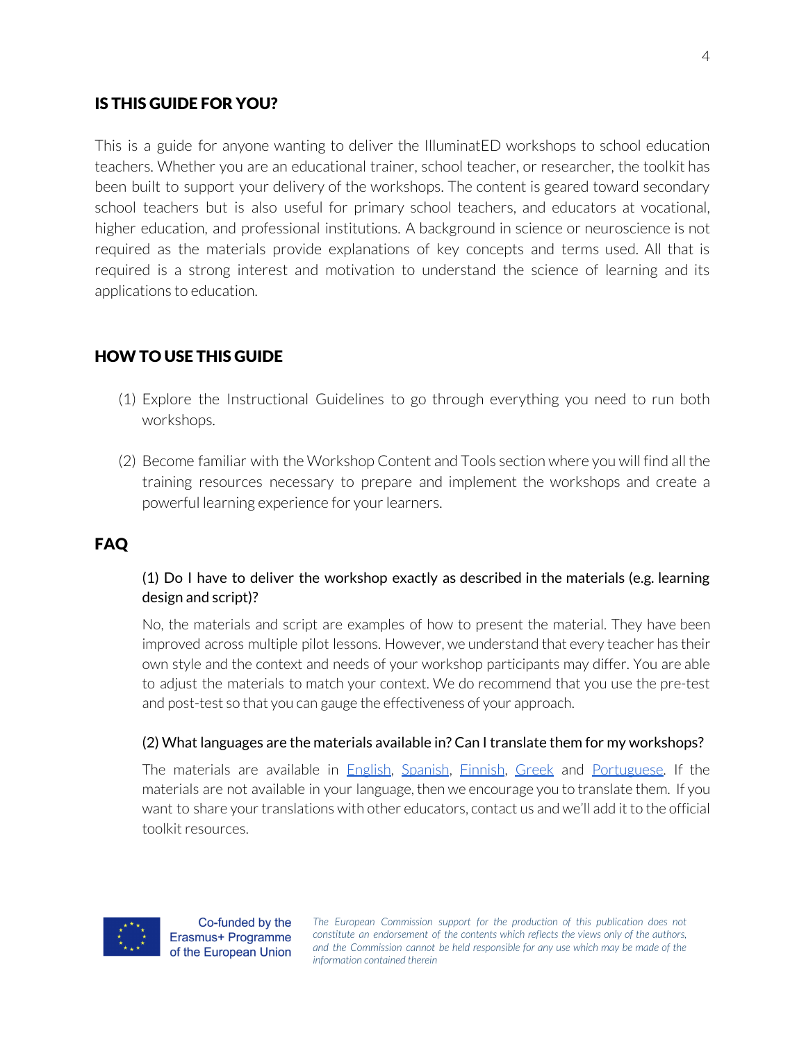## IS THIS GUIDE FOR YOU?

This is a guide for anyone wanting to deliver the IlluminatED workshops to school education teachers. Whether you are an educational trainer, school teacher, or researcher, the toolkit has been built to support your delivery of the workshops. The content is geared toward secondary school teachers but is also useful for primary school teachers, and educators at vocational, higher education, and professional institutions. A background in science or neuroscience is not required as the materials provide explanations of key concepts and terms used. All that is required is a strong interest and motivation to understand the science of learning and its applications to education.

## HOW TO USE THIS GUIDE

(1) Explore the Instructional Guidelines to go through everything you need to run both workshops.

(2) Become familiar with the Workshop Content and Tools section where you will find all the training resources necessary to prepare and implement the workshops and create a powerful learning experience for your learners.

## FAQ

### (1) Do I have to deliver the workshop exactly as described in the materials (e.g. learning design and script)?

No, the materials and script are examples of how to present the material. They have been improved across multiple pilot lessons. However, we understand that every teacher has their own style and the context and needs of your workshop participants may differ. You are able to adjust the materials to match your context. We recommend that you use the pre-test and post-test so that you can gauge the effectiveness of your approach.

### (2) What languages are the materials available in? Can I translate them for my workshops?

The materials are available in English, Spanish, Finnish, Greek and Portuguese. If the materials are not available in your language, then we encourage you to translate them. If you want to share your translations with other educators, contact us and we'll add it to the official toolkit resources.

Co-funded by the Erasmus+ Programme of the European Union

*The European Commission support for the production of this publication does not constitute an endorsement of the contents which reflects the views only of the authors, and the Commission cannot be held responsible for any use which may be made of the information contained therein*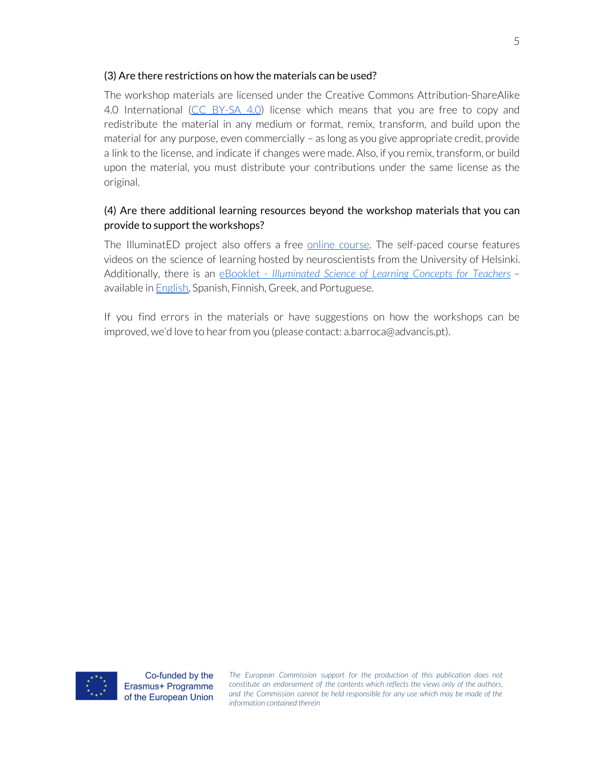### (3) Are there restrictions on how the materials can be used?

The workshop materials are licensed under the Creative Commons Attribution-ShareAlike 4.0 International (CC BY-SA 4.0) license which means that you are free to copy and redistribute the material in any medium or format, remix, transform, and build upon the material for any purpose, even commercially – as long as you give appropriate credit, provide a link to the license, and indicate if changes were made. Also, if you remix, transform, or build upon the material, you must distribute your contributions under the same license as the original.

### (4) Are there additional learning resources beyond the workshop materials that you can provide to support the workshops?

The IlluminatED project also offers a free online course. The self-paced course features videos on the science of learning hosted by neuroscientists from the University of Helsinki. Additionally, there is an eBooklet - *Illuminated Science of Learning Concepts for Teachers* – available in English, Spanish, Finnish, Greek, and Portuguese.

If you find errors in the materials or have suggestions on how the workshops can be improved, we'd love to hear from you (please contact: a.barroca@advancis.pt).

Co-funded by the Erasmus+ Programme of the European Union

*The European Commission support for the production of this publication does not constitute an endorsement of the contents which reflects the views only of the authors, and the Commission cannot be held responsible for any use which may be made of the information contained therein*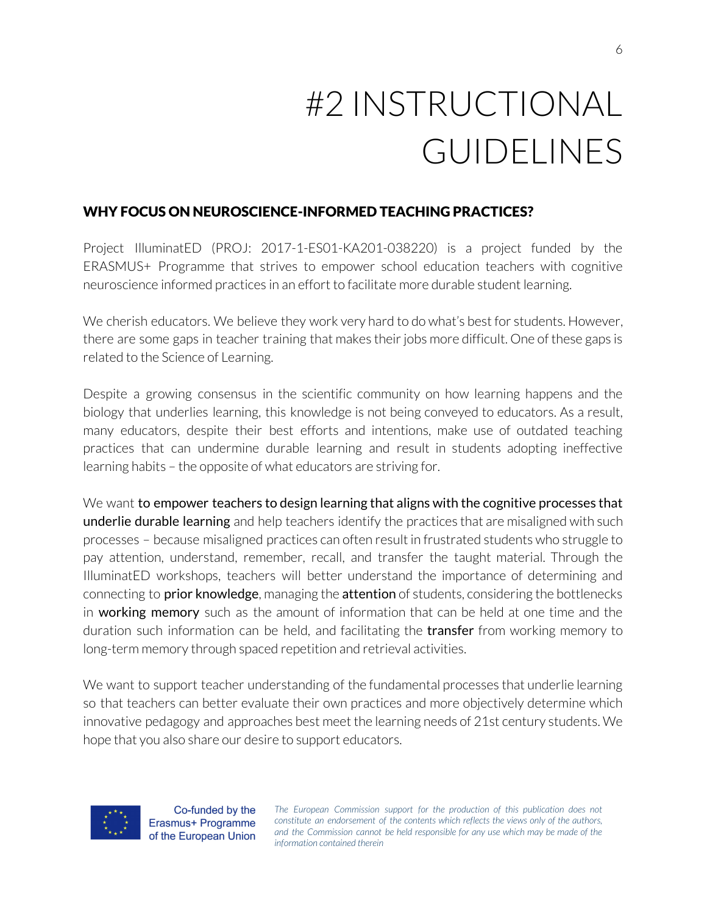# #2 INSTRUCTIONAL GUIDELINES

## WHY FOCUS ON NEUROSCIENCE-INFORMED TEACHING PRACTICES?

Project IlluminatED (PROJ: 2017-1-ES01-KA201-038220) is a project funded by the ERASMUS+ Programme that strives to empower school education teachers with cognitive neuroscience informed practices in an effort to facilitate more durable student learning.

We cherish educators. We believe they work very hard to do what's best for students. However, there are some gaps in teacher training that makes their jobs more difficult. One of these gaps is related to the Science of Learning.

Despite a growing consensus in the scientific community on how learning happens and the biology that underlies learning, this knowledge is not being conveyed to educators. As a result, many educators, despite their best efforts and intentions, make use of outdated teaching practices that can undermine durable learning and result in students adopting ineffective learning habits – the opposite of what educators are striving for.

We want **to empower teachers to design learning that aligns with the cognitive processes that underlie durable learning** and help teachers identify the practices that are misaligned with such processes – because misaligned practices can often result in frustrated students who struggle to pay attention, understand, remember, recall, and transfer the taught material. Through the IlluminatED workshops, teachers will better understand the importance of determining and connecting to **prior knowledge**, managing the **attention** of students, considering the bottlenecks in **working memory** such as the amount of information that can be held at one time and the duration such information can be held, and facilitating the **transfer** from working memory to long-term memory through spaced repetition and retrieval activities.

We want to support teacher understanding of the fundamental processes that underlie learning so that teachers can better evaluate their own practices and more objectively determine which innovative pedagogy and approaches best meet the learning needs of 21st century students. We hope that you also share our desire to support educators.

Co-funded by the Erasmus+ Programme of the European Union

*The European Commission support for the production of this publication does not constitute an endorsement of the contents which reflects the views only of the authors, and the Commission cannot be held responsible for any use which may be made of the information contained therein*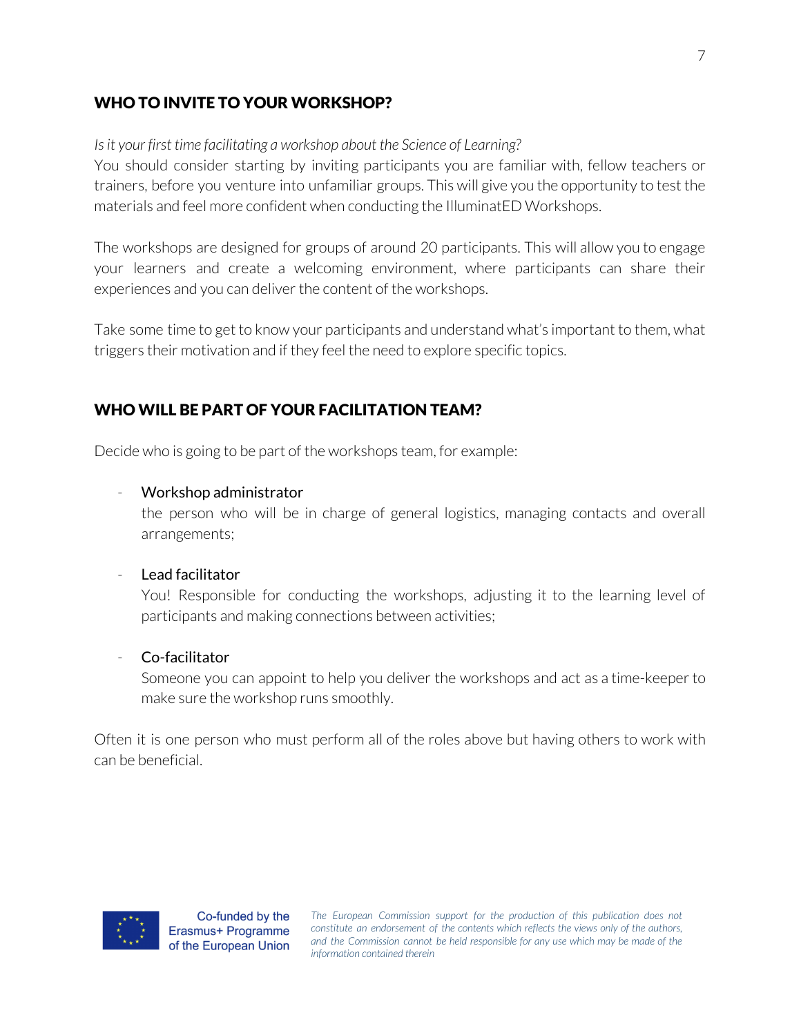## WHO TO INVITE TO YOUR WORKSHOP?

*Is it your first time facilitating a workshop about the Science of Learning?*
You should consider starting by inviting participants you are familiar with, fellow teachers or trainers, before you venture into unfamiliar groups. This will give you the opportunity to test the materials and feel more confident when conducting the IlluminatED Workshops.

The workshops are designed for groups of around 20 participants. This will allow you to engage your learners and create a welcoming environment, where participants can share their experiences and you can deliver the content of the workshops.

Take some time to get to know your participants and understand what's important to them, what triggers their motivation and if they feel the need to explore specific topics.

## WHO WILL BE PART OF YOUR FACILITATION TEAM?

Decide who is going to be part of the workshops team, for example:

- Workshop administrator
  the person who will be in charge of general logistics, managing contacts and overall arrangements;

- Lead facilitator
  You! Responsible for conducting the workshops, adjusting it to the learning level of participants and making connections between activities;

- Co-facilitator
  Someone you can appoint to help you deliver the workshops and act as a time-keeper to make sure the workshop runs smoothly.

Often it is one person who must perform all of the roles above but having others to work with can be beneficial.

Co-funded by the Erasmus+ Programme of the European Union

*The European Commission support for the production of this publication does not constitute an endorsement of the contents which reflects the views only of the authors, and the Commission cannot be held responsible for any use which may be made of the information contained therein*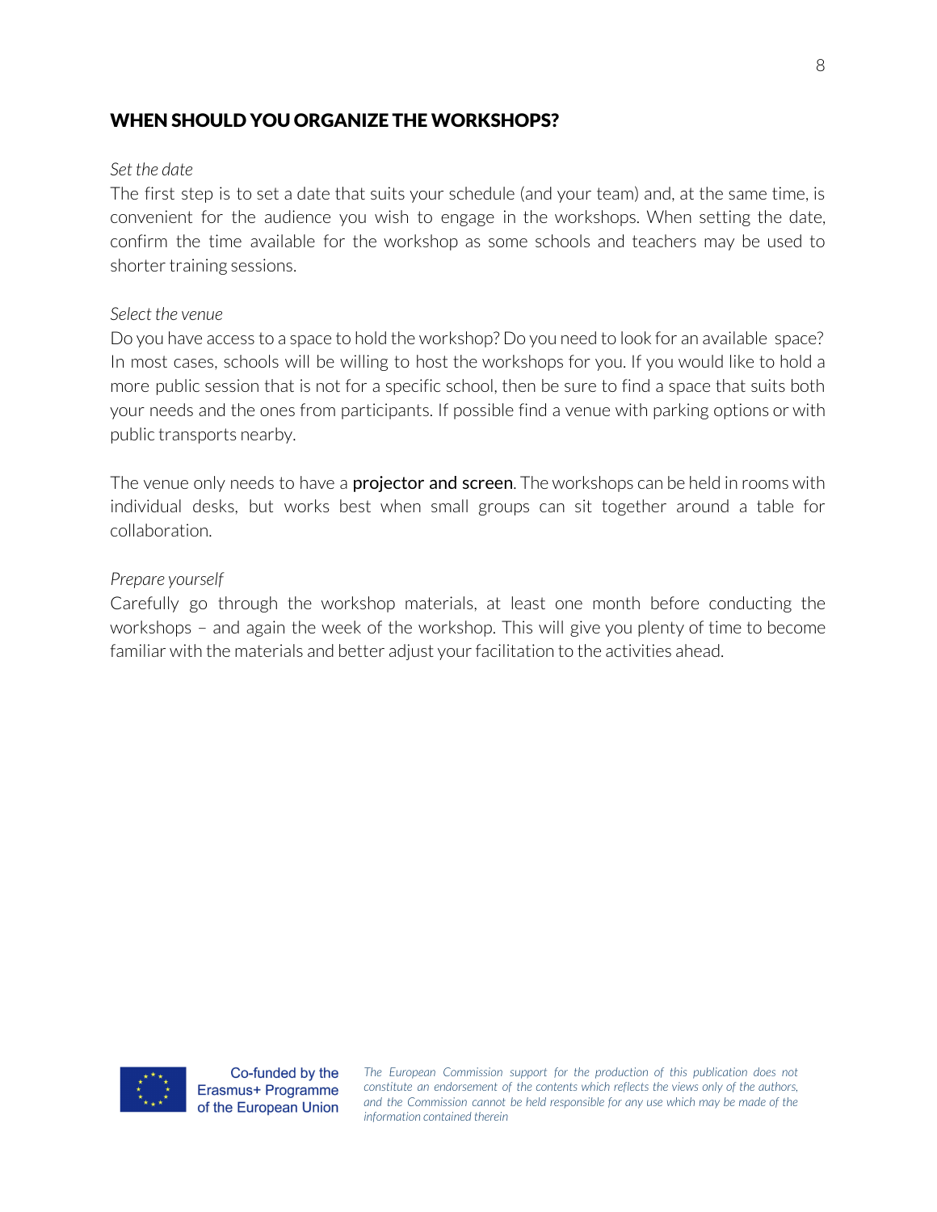## WHEN SHOULD YOU ORGANIZE THE WORKSHOPS?

*Set the date*

The first step is to set a date that suits your schedule (and your team) and, at the same time, is convenient for the audience you wish to engage in the workshops. When setting the date, confirm the time available for the workshop as some schools and teachers may be used to shorter training sessions.

*Select the venue*

Do you have access to a space to hold the workshop? Do you need to look for an available space? In most cases, schools will be willing to host the workshops for you. If you would like to hold a more public session that is not for a specific school, then be sure to find a space that suits both your needs and the ones from participants. If possible find a venue with parking options or with public transports nearby.

The venue only needs to have a **projector and screen**. The workshops can be held in rooms with individual desks, but works best when small groups can sit together around a table for collaboration.

*Prepare yourself*

Carefully go through the workshop materials, at least one month before conducting the workshops – and again the week of the workshop. This will give you plenty of time to become familiar with the materials and better adjust your facilitation to the activities ahead.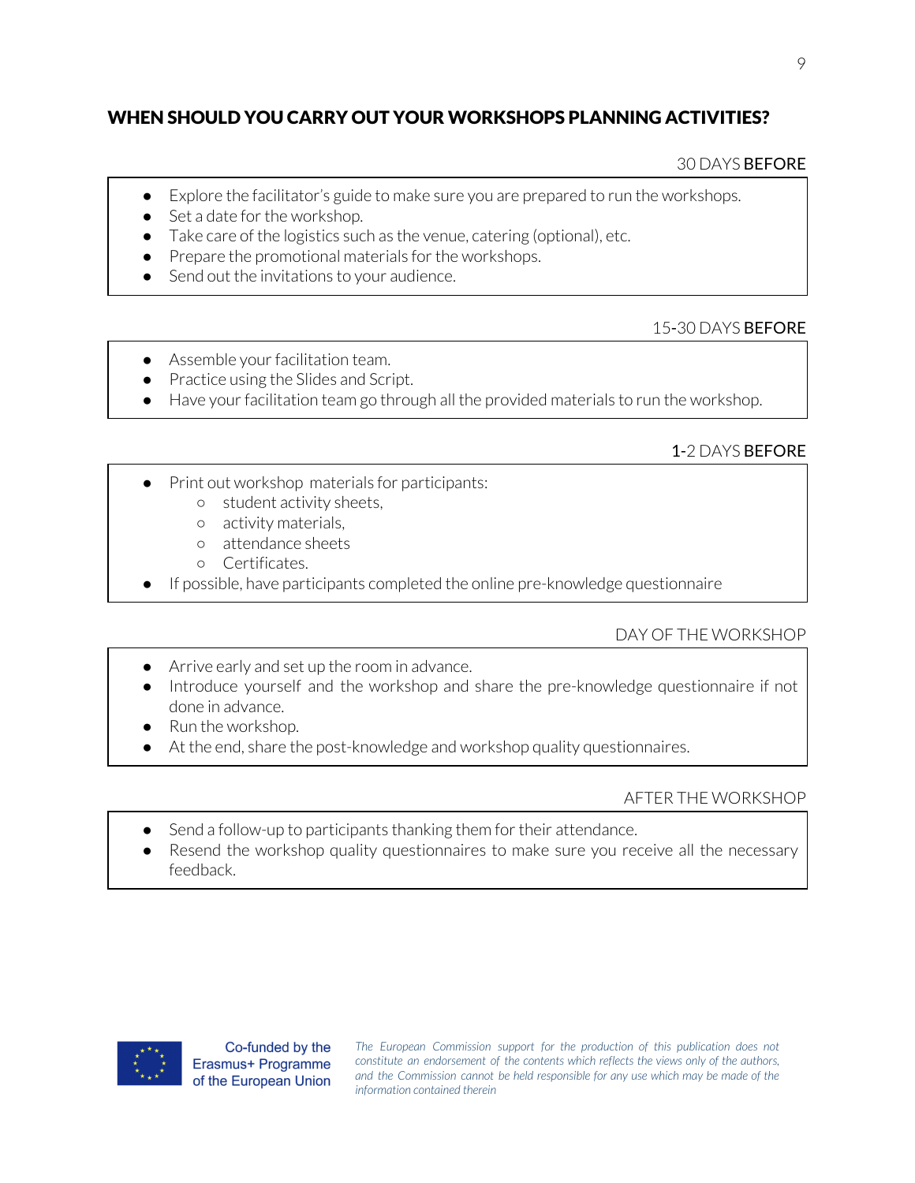## WHEN SHOULD YOU CARRY OUT YOUR WORKSHOPS PLANNING ACTIVITIES?

30 DAYS **BEFORE**

- Explore the facilitator's guide to make sure you are prepared to run the workshops.
- Set a date for the workshop.
- Take care of the logistics such as the venue, catering (optional), etc.
- Prepare the promotional materials for the workshops.
- Send out the invitations to your audience.

15-30 DAYS **BEFORE**

- Assemble your facilitation team.
- Practice using the Slides and Script.
- Have your facilitation team go through all the provided materials to run the workshop.

1-2 DAYS **BEFORE**

- Print out workshop materials for participants:
    - student activity sheets,
    - activity materials,
    - attendance sheets
    - Certificates.
- If possible, have participants completed the online pre-knowledge questionnaire

DAY OF THE WORKSHOP

- Arrive early and set up the room in advance.
- Introduce yourself and the workshop and share the pre-knowledge questionnaire if not done in advance.
- Run the workshop.
- At the end, share the post-knowledge and workshop quality questionnaires.

AFTER THE WORKSHOP

- Send a follow-up to participants thanking them for their attendance.
- Resend the workshop quality questionnaires to make sure you receive all the necessary feedback.

Co-funded by the Erasmus+ Programme of the European Union

*The European Commission support for the production of this publication does not constitute an endorsement of the contents which reflects the views only of the authors, and the Commission cannot be held responsible for any use which may be made of the information contained therein*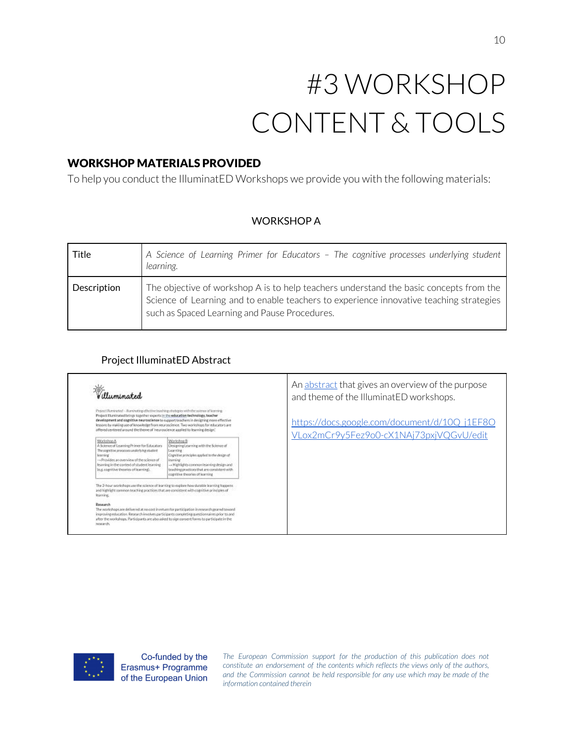# #3 WORKSHOP CONTENT & TOOLS

## WORKSHOP MATERIALS PROVIDED

To help you conduct the IlluminatED Workshops we provide you with the following materials:

### WORKSHOP A

| | |
|---|---|
| Title | *A Science of Learning Primer for Educators – The cognitive processes underlying student learning.* |
| Description | The objective of workshop A is to help teachers understand the basic concepts from the Science of Learning and to enable teachers to experience innovative teaching strategies such as Spaced Learning and Pause Procedures. |

### Project IlluminatED Abstract

| | |
|---|---|
| | An [abstract](https://docs.google.com/document/d/10Q_j1EF8OVLox2mCr9y5Fez9o0-cX1NAj73pxjVQGvU/edit) that gives an overview of the purpose and theme of the IlluminatED workshops.<br><br>https://docs.google.com/document/d/10Q_j1EF8OVLox2mCr9y5Fez9o0-cX1NAj73pxjVQGvU/edit |

Co-funded by the Erasmus+ Programme of the European Union

*The European Commission support for the production of this publication does not constitute an endorsement of the contents which reflects the views only of the authors, and the Commission cannot be held responsible for any use which may be made of the information contained therein*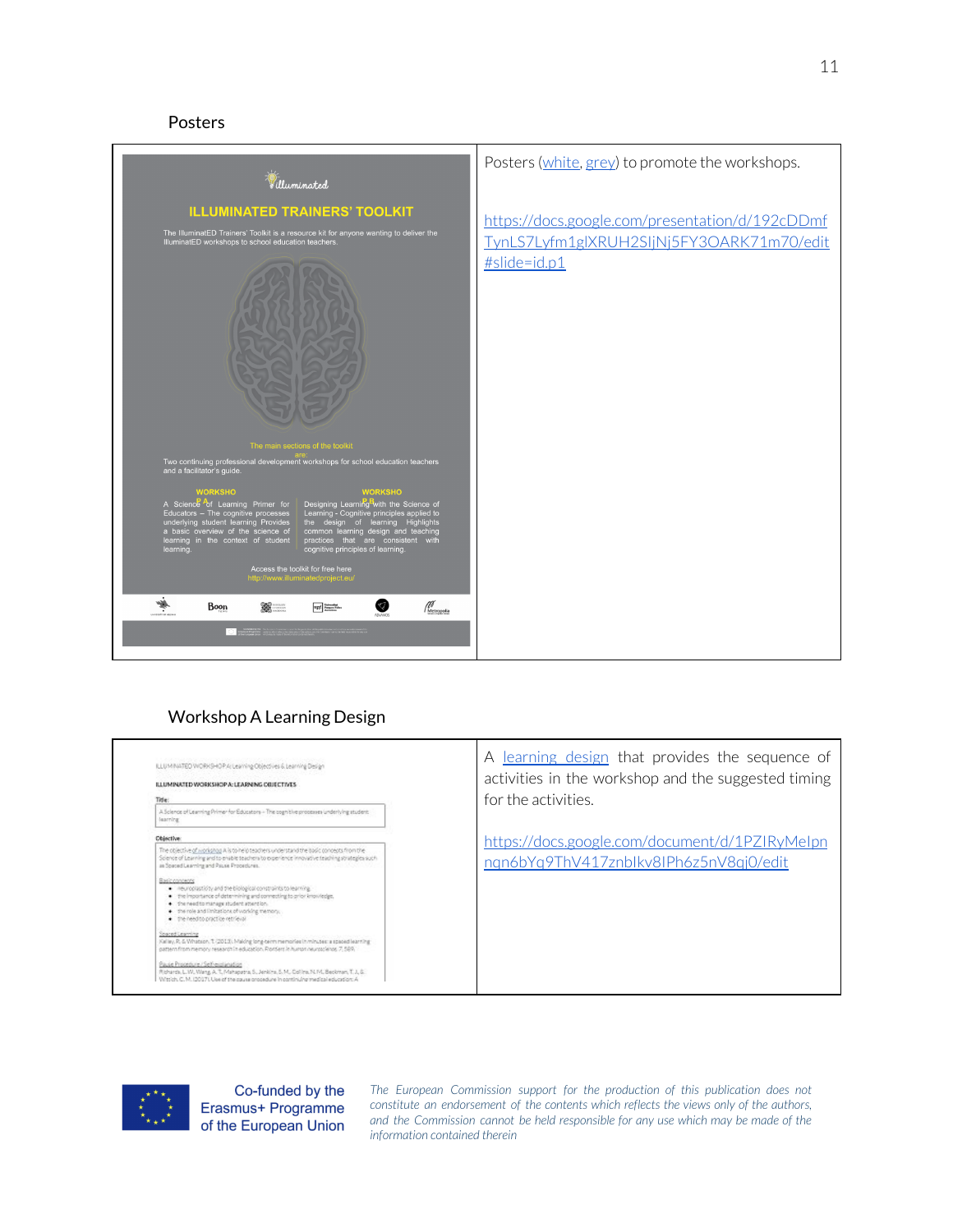Posters

| | |
|---|---|
| ILLUMINATED TRAINERS' TOOLKIT<br>The IlluminatED Trainers' Toolkit is a resource kit for anyone wanting to deliver the IlluminatED workshops to school education teachers.<br>The main sections of the toolkit are:<br>Two continuing professional development workshops for school education teachers and a facilitator's guide.<br>WORKSHOP A<br>A Science of Learning Primer for Educators – The cognitive processes underlying student learning Provides a basic overview of the science of learning in the context of student learning.<br>WORKSHOP B<br>Designing Learning with the Science of Learning - Cognitive principles applied to the design of learning Highlights common learning design and teaching practices that are consistent with cognitive principles of learning.<br>Access the toolkit for free here<br>http://www.illuminatedproject.eu/ | Posters (white, grey) to promote the workshops.<br><br>https://docs.google.com/presentation/d/192cDDmfTynLS7Lyfm1glXRUH2SIjNj5FY3OARK71m70/edit#slide=id.p1 |

Workshop A Learning Design

| | |
|---|---|
| ILLUMINATED WORKSHOP A: LEARNING OBJECTIVES<br>Title:<br>A Science of Learning Primer for Educators – The cognitive processes underlying student learning<br>Objective:<br>The objective of workshop A is to help teachers understand the basic concepts from the Science of Learning and to enable teachers to experience innovative teaching strategies such as Spaced Learning and Pause Procedures. | A learning design that provides the sequence of activities in the workshop and the suggested timing for the activities.<br><br>https://docs.google.com/document/d/1PZIRyMeIpnqn6bYq9ThV417znbIkv8IPh6z5nV8qj0/edit |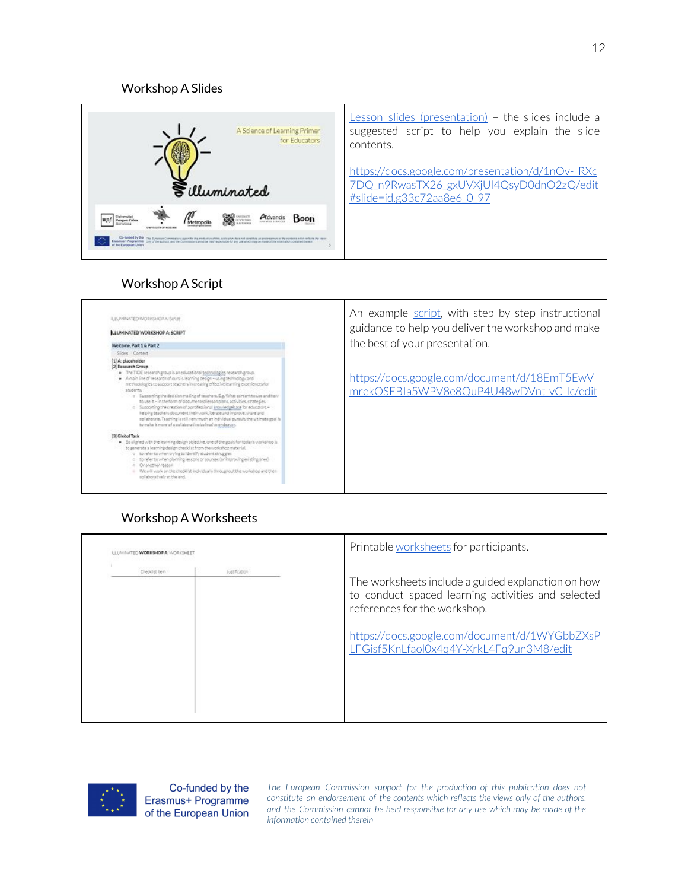Workshop A Slides

| | |
|---|---|
| | Lesson slides (presentation) – the slides include a suggested script to help you explain the slide contents.<br><br>https://docs.google.com/presentation/d/1nOv-RXc7DQ_n9RwasTX26_gxUVXjUl4QsyD0dnO2zQ/edit#slide=id.g33c72aa8e6_0_97 |

Workshop A Script

| | |
|---|---|
| | An example script, with step by step instructional guidance to help you deliver the workshop and make the best of your presentation.<br><br>https://docs.google.com/document/d/18EmT5EwVmrekOSEBla5WPV8e8QuP4U48wDVnt-vC-Ic/edit |

Workshop A Worksheets

| | |
|---|---|
| | Printable worksheets for participants.<br><br>The worksheets include a guided explanation on how to conduct spaced learning activities and selected references for the workshop.<br><br>https://docs.google.com/document/d/1WYGbbZXsPLFGisf5KnLfaol0x4q4Y-XrkL4Fq9un3M8/edit |

Co-funded by the Erasmus+ Programme of the European Union

*The European Commission support for the production of this publication does not constitute an endorsement of the contents which reflects the views only of the authors, and the Commission cannot be held responsible for any use which may be made of the information contained therein*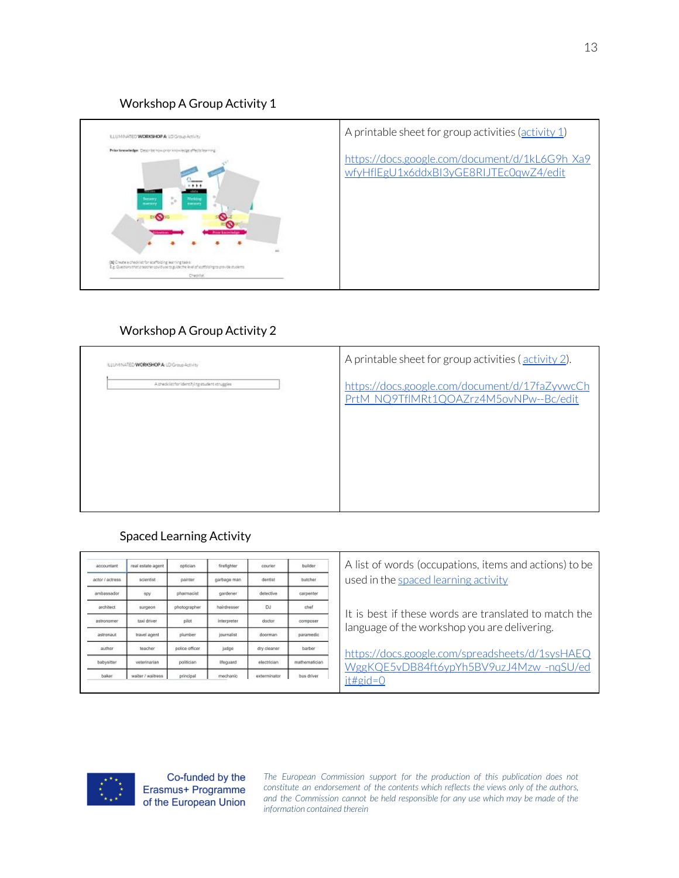Workshop A Group Activity 1

| | |
|---|---|
| ILLUMINATED WORKSHOP A: LD Group Activity | A printable sheet for group activities (activity 1)<br><br>https://docs.google.com/document/d/1kL6G9h_Xa9wfyHflEgU1x6ddxBI3yGE8RIJTEc0qwZ4/edit |

Workshop A Group Activity 2

| | |
|---|---|
| ILLUMINATED WORKSHOP A: LD Group Activity<br>A checklist for identifying student struggles | A printable sheet for group activities ( activity 2).<br><br>https://docs.google.com/document/d/17faZyvwcChPrtM_NQ9TflMRt1QOAZrz4M5ovNPw--Bc/edit |

Spaced Learning Activity

| | |
|---|---|
| accountant, real estate agent, optician, firefighter, courier, builder, actor / actress, scientist, painter, garbage man, dentist, butcher, ambassador, spy, pharmacist, gardener, detective, carpenter, architect, surgeon, photographer, hairdresser, DJ, chef, astronomer, taxi driver, pilot, interpreter, doctor, composer, astronaut, travel agent, plumber, journalist, doorman, paramedic, author, teacher, police officer, judge, dry cleaner, barber, babysitter, veterinarian, politician, lifeguard, electrician, mathematician, baker, waiter / waitress, principal, mechanic, exterminator, bus driver | A list of words (occupations, items and actions) to be used in the spaced learning activity<br><br>It is best if these words are translated to match the language of the workshop you are delivering.<br><br>https://docs.google.com/spreadsheets/d/1sysHAEQWggKQE5vDB84ft6ypYh5BV9uzJ4Mzw_-nqSU/edit#gid=0 |

Co-funded by the Erasmus+ Programme of the European Union

*The European Commission support for the production of this publication does not constitute an endorsement of the contents which reflects the views only of the authors, and the Commission cannot be held responsible for any use which may be made of the information contained therein*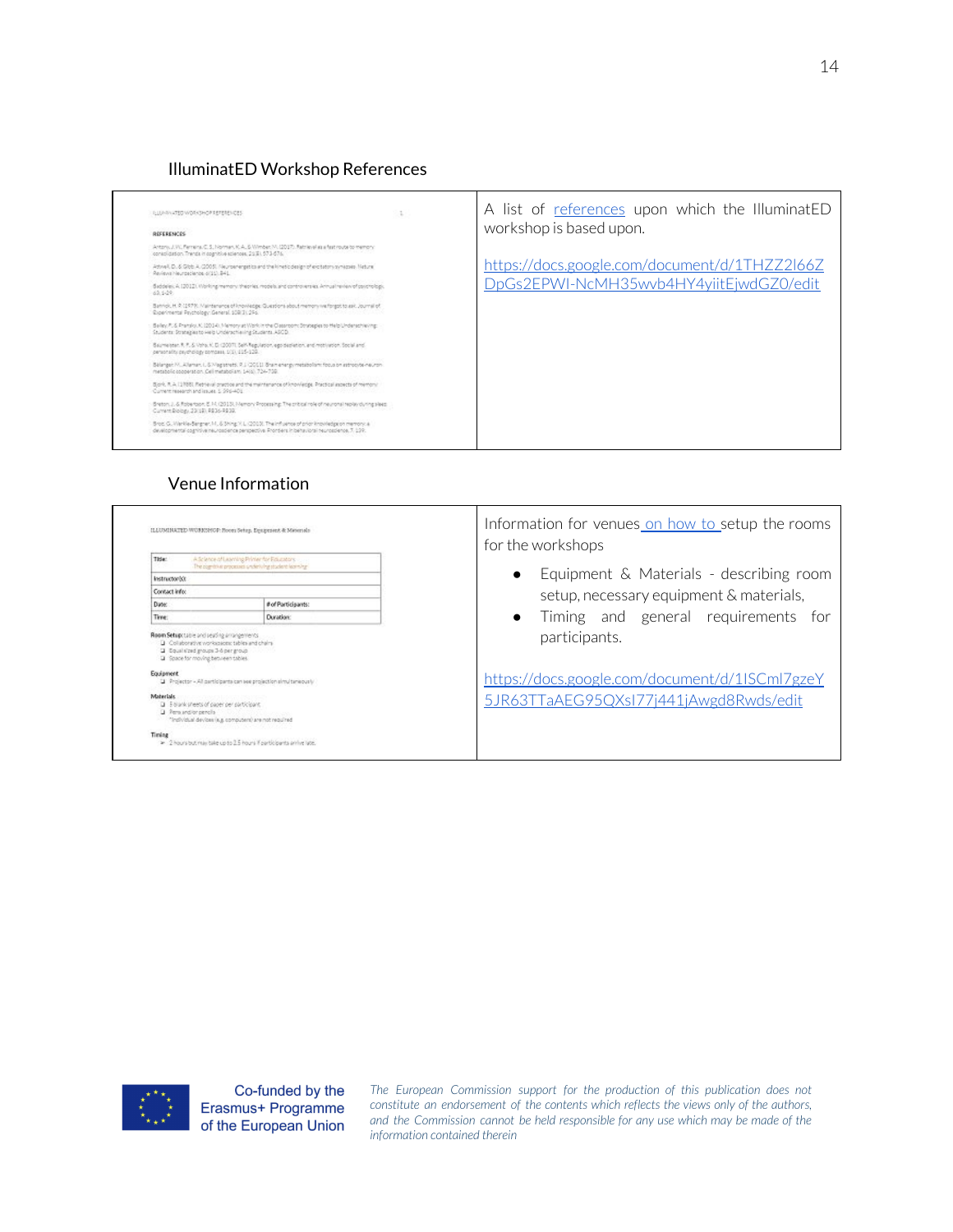IlluminatED Workshop References

| | |
|---|---|
| ILLUMINATED WORKSHOP REFERENCES<br><br>REFERENCES<br><br>Antony, J. W., Ferreira, C. S., Norman, K. A., & Wimber, M. (2017). Retrieval as a fast route to memory consolidation. Trends in cognitive sciences, 21(8), 573-576.<br><br>Attwell, D., & Gibb, A. (2005). Neuroenergetics and the kinetic design of excitatory synapses. Nature Reviews Neuroscience, 6(11), 841.<br><br>Baddeley, A. (2012). Working memory: theories, models, and controversies. Annual review of psychology, 63, 1-29.<br><br>Bahrick, H. P. (1979). Maintenance of knowledge: Questions about memory we forgot to ask. Journal of Experimental Psychology: General, 108(3), 296.<br><br>Bailey, F., & Pransky, K. (2014). Memory at Work in the Classroom: Strategies to Help Underachieving Students. Strategies to Help Underachieving Students. ASCD.<br><br>Baumeister, R. F., & Vohs, K. D. (2007). Self-Regulation, ego depletion, and motivation. Social and personality psychology compass, 1(1), 115-128.<br><br>Bélanger, M., Allaman, I., & Magistretti, P. J. (2011). Brain energy metabolism: focus on astrocyte-neuron metabolic cooperation. Cell metabolism, 14(6), 724-738.<br><br>Bjork, R. A. (1988). Retrieval practice and the maintenance of knowledge. Practical aspects of memory: Current research and issues, 1, 396-401.<br><br>Brown, L. & Robertson, E. M. (2013). Memory Processing: The critical role of neuronal replay during sleep. Current Biology, 23(18), R836-R838.<br><br>Brod, G., Werkle-Bergner, M., & Shing, Y. L. (2013). The influence of prior knowledge on memory: a developmental cognitive neuroscience perspective. Frontiers in behavioral neuroscience, 7, 139. | A list of references upon which the IlluminatED workshop is based upon.<br><br>https://docs.google.com/document/d/1THZZ2l66ZDpGs2EPWI-NcMH35wvb4HY4yiitEjwdGZ0/edit |

Venue Information

| | |
|---|---|
| ILLUMINATED WORKSHOP: Room Setup, Equipment & Materials<br><br>Title: A Science of Learning Primer for Educators – The cognitive processes underlying student learning<br>Instructor(s):<br>Contact info:<br>Date: # of Participants:<br>Time: Duration:<br><br>Room Setup: table and seating arrangements<br>❑ Collaborative workspaces: tables and chairs<br>❑ Equal sized groups 3-6 per group<br>❑ Space for moving between tables<br><br>Equipment<br>❑ Projector – All participants can see projection simultaneously<br><br>Materials<br>❑ 5 blank sheets of paper per participant<br>❑ Pens and/or pencils<br>*Individual devices (e.g. computers) are not required<br><br>Timing<br>➢ 2 hours but may take up to 2.5 hours if participants arrive late. | Information for venues on how to setup the rooms for the workshops<br><br>• Equipment & Materials - describing room setup, necessary equipment & materials,<br>• Timing and general requirements for participants.<br><br>https://docs.google.com/document/d/1lSCml7gzeY5JR63TTaAEG95QXsI77j441jAwgd8Rwds/edit |

Co-funded by the Erasmus+ Programme of the European Union

*The European Commission support for the production of this publication does not constitute an endorsement of the contents which reflects the views only of the authors, and the Commission cannot be held responsible for any use which may be made of the information contained therein*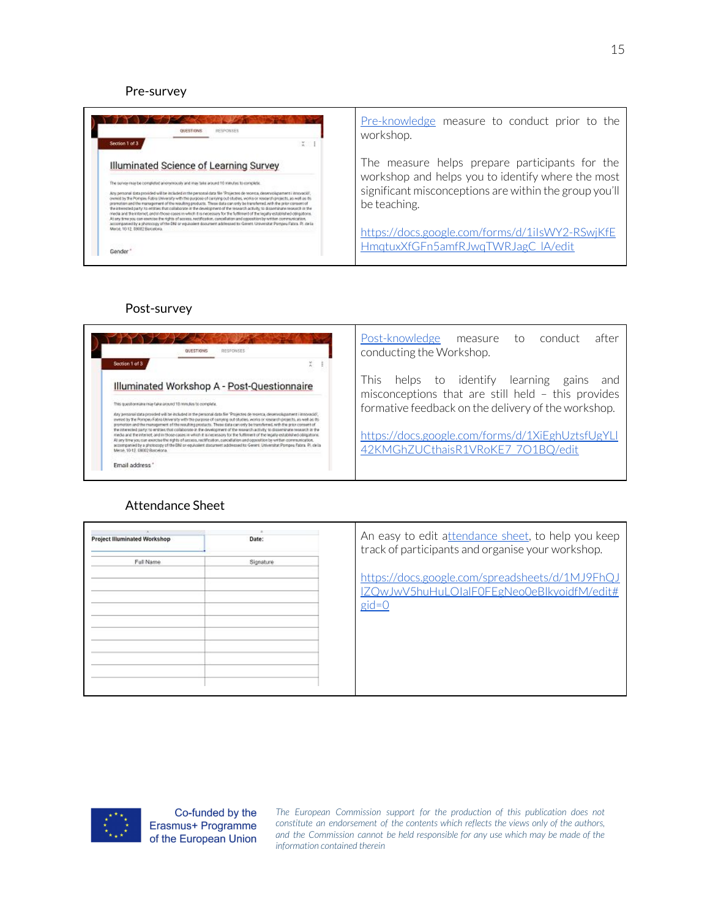### Pre-survey

| | |
|---|---|
| | Pre-knowledge measure to conduct prior to the workshop.<br><br>The measure helps prepare participants for the workshop and helps you to identify where the most significant misconceptions are within the group you'll be teaching.<br><br>https://docs.google.com/forms/d/1iIsWY2-RSwjKfEHmqtuxXfGFn5amfRJwqTWRJagC_lA/edit |

### Post-survey

| | |
|---|---|
| | Post-knowledge measure to conduct after conducting the Workshop.<br><br>This helps to identify learning gains and misconceptions that are still held – this provides formative feedback on the delivery of the workshop.<br><br>https://docs.google.com/forms/d/1XiEghUztsfUgYLl42KMGhZUCthaisR1VRoKE7_7O1BQ/edit |

### Attendance Sheet

| | |
|---|---|
| | An easy to edit attendance sheet, to help you keep track of participants and organise your workshop.<br><br>https://docs.google.com/spreadsheets/d/1MJ9FhQJlZQwJwV5huHuLOIalF0FEgNeo0eBlkyoidfM/edit#gid=0 |

*The European Commission support for the production of this publication does not constitute an endorsement of the contents which reflects the views only of the authors, and the Commission cannot be held responsible for any use which may be made of the information contained therein*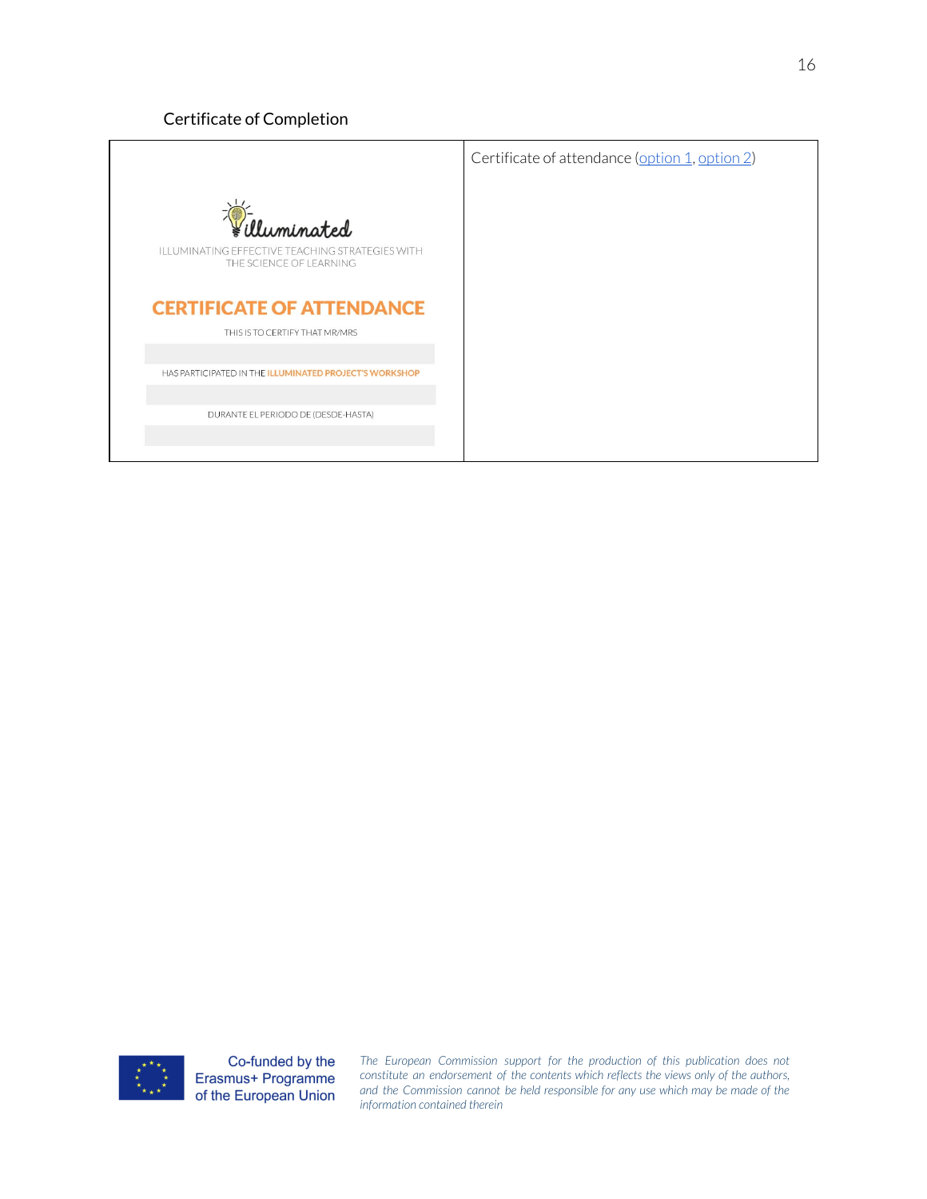Certificate of Completion

| | |
|---|---|
| illuminated<br>ILLUMINATING EFFECTIVE TEACHING STRATEGIES WITH THE SCIENCE OF LEARNING<br><br>CERTIFICATE OF ATTENDANCE<br><br>THIS IS TO CERTIFY THAT MR/MRS<br><br>HAS PARTICIPATED IN THE ILLUMINATED PROJECT'S WORKSHOP<br><br>DURANTE EL PERIODO DE (DESDE-HASTA) | Certificate of attendance (option 1, option 2) |

Co-funded by the Erasmus+ Programme of the European Union

*The European Commission support for the production of this publication does not constitute an endorsement of the contents which reflects the views only of the authors, and the Commission cannot be held responsible for any use which may be made of the information contained therein*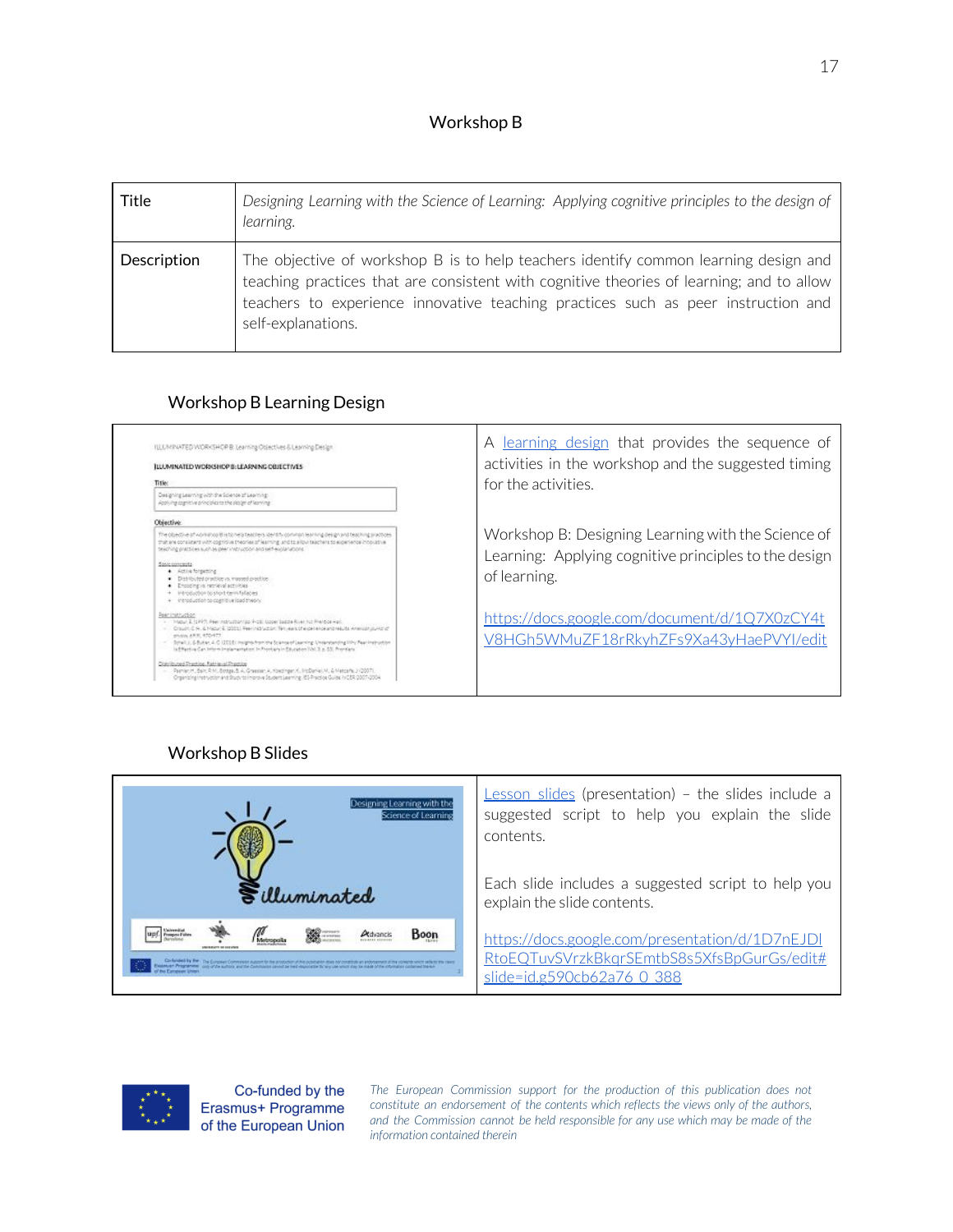## Workshop B

| Title | *Designing Learning with the Science of Learning: Applying cognitive principles to the design of learning.* |
|---|---|
| Description | The objective of workshop B is to help teachers identify common learning design and teaching practices that are consistent with cognitive theories of learning; and to allow teachers to experience innovative teaching practices such as peer instruction and self-explanations. |

### Workshop B Learning Design

| | |
|---|---|
| | A [learning design](https://docs.google.com/document/d/1Q7X0zCY4tV8HGh5WMuZF18rRkyhZFs9Xa43yHaePVYI/edit) that provides the sequence of activities in the workshop and the suggested timing for the activities.<br><br>Workshop B: Designing Learning with the Science of Learning: Applying cognitive principles to the design of learning.<br><br>https://docs.google.com/document/d/1Q7X0zCY4tV8HGh5WMuZF18rRkyhZFs9Xa43yHaePVYI/edit |

### Workshop B Slides

| | |
|---|---|
| | [Lesson slides](https://docs.google.com/presentation/d/1D7nEJDlRtoEQTuvSVrzkBkqrSEmtbS8s5XfsBpGurGs/edit#slide=id.g590cb62a76_0_388) (presentation) – the slides include a suggested script to help you explain the slide contents.<br><br>Each slide includes a suggested script to help you explain the slide contents.<br><br>https://docs.google.com/presentation/d/1D7nEJDlRtoEQTuvSVrzkBkqrSEmtbS8s5XfsBpGurGs/edit#slide=id.g590cb62a76_0_388 |

Co-funded by the Erasmus+ Programme of the European Union

*The European Commission support for the production of this publication does not constitute an endorsement of the contents which reflects the views only of the authors, and the Commission cannot be held responsible for any use which may be made of the information contained therein*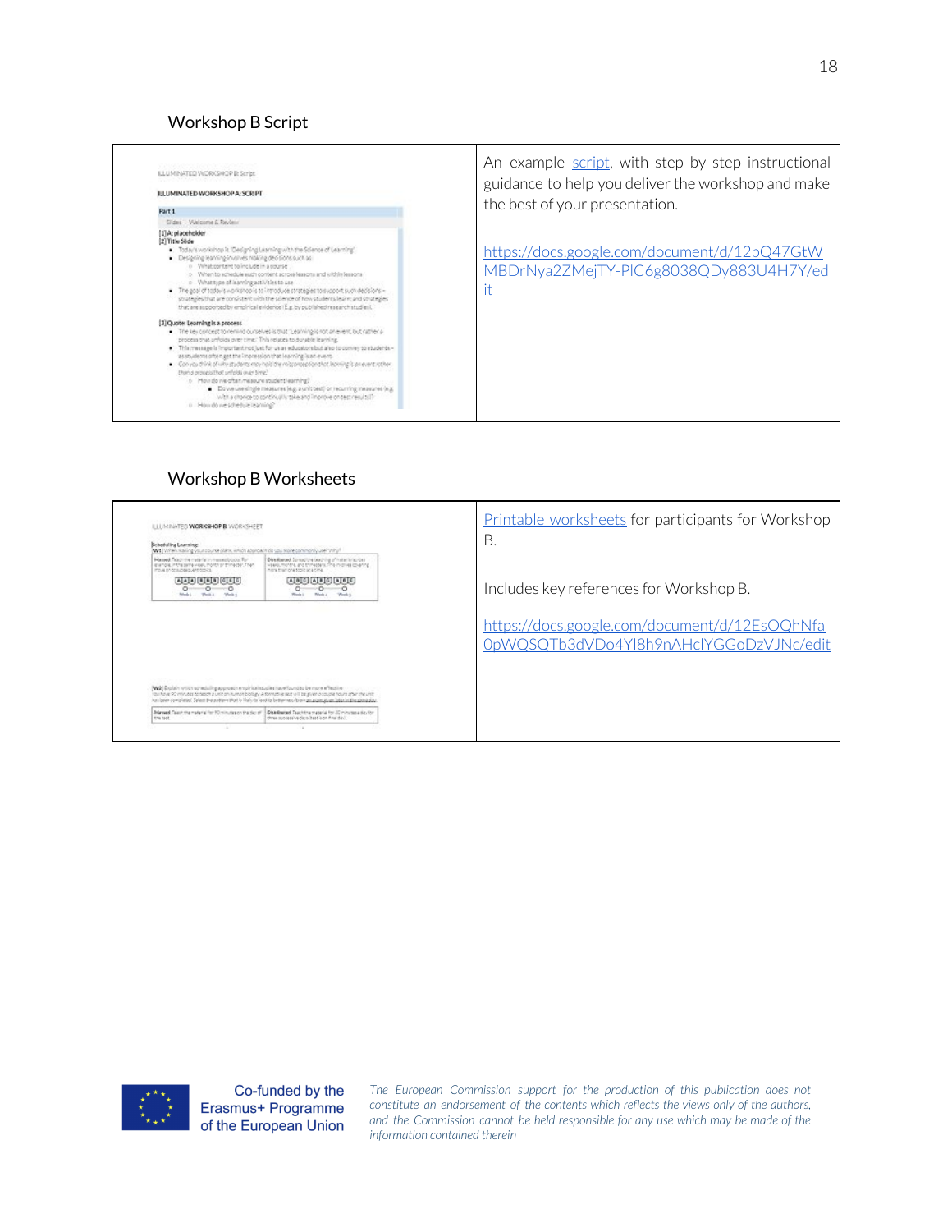Workshop B Script

| | |
|---|---|
| | An example script, with step by step instructional guidance to help you deliver the workshop and make the best of your presentation.<br><br>https://docs.google.com/document/d/12pQ47GtWMBDrNya2ZMejTY-PlC6g8038QDy883U4H7Y/edit |

Workshop B Worksheets

| | |
|---|---|
| | Printable worksheets for participants for Workshop B.<br><br>Includes key references for Workshop B.<br><br>https://docs.google.com/document/d/12EsOQhNfa0pWQSQTb3dVDo4Yl8h9nAHclYGGoDzVJNc/edit |

Co-funded by the Erasmus+ Programme of the European Union

*The European Commission support for the production of this publication does not constitute an endorsement of the contents which reflects the views only of the authors, and the Commission cannot be held responsible for any use which may be made of the information contained therein*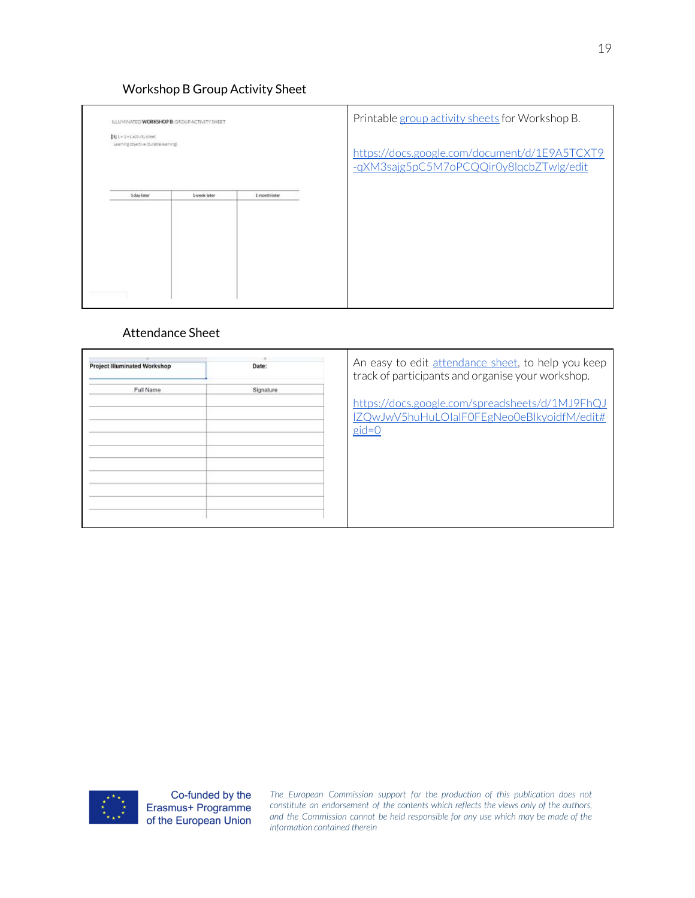Workshop B Group Activity Sheet

| | |
|---|---|
| ILLUMINATED WORKSHOP B GROUP ACTIVITY SHEET<br>[1] 1+1+1 activity sheet<br>Learning objective (durable learning)<br><br>1 day later \| 1 week later \| 1 month later | Printable group activity sheets for Workshop B.<br><br>https://docs.google.com/document/d/1E9A5TCXT9-qXM3sajg5pC5M7oPCQQir0y8lqcbZTwlg/edit |

Attendance Sheet

| | |
|---|---|
| Project Illuminated Workshop \| Date:<br><br>Full Name \| Signature | An easy to edit attendance sheet, to help you keep track of participants and organise your workshop.<br><br>https://docs.google.com/spreadsheets/d/1MJ9FhQJlZQwJwV5huHuLOIalF0FEgNeo0eBlkyoidfM/edit#gid=0 |

Co-funded by the Erasmus+ Programme of the European Union

*The European Commission support for the production of this publication does not constitute an endorsement of the contents which reflects the views only of the authors, and the Commission cannot be held responsible for any use which may be made of the information contained therein*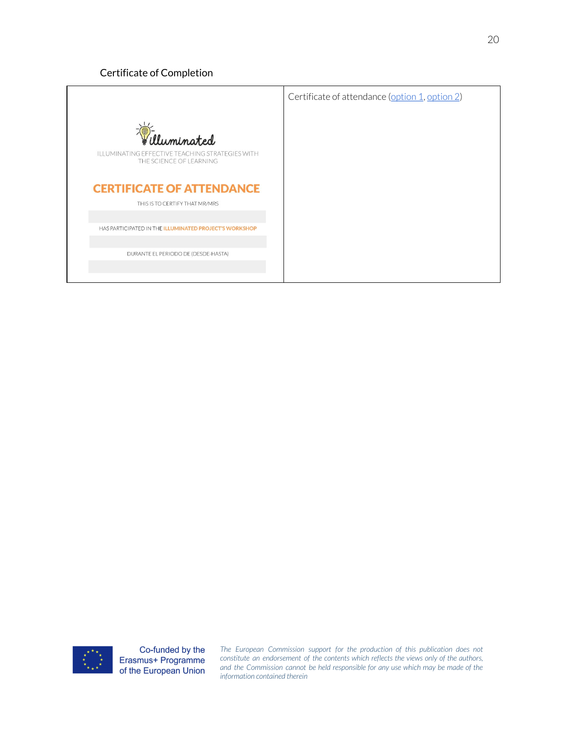Certificate of Completion

| illuminated<br>ILLUMINATING EFFECTIVE TEACHING STRATEGIES WITH THE SCIENCE OF LEARNING<br><br>**CERTIFICATE OF ATTENDANCE**<br><br>THIS IS TO CERTIFY THAT MR/MRS<br><br>HAS PARTICIPATED IN THE **ILLUMINATED PROJECT'S WORKSHOP**<br><br>DURANTE EL PERIODO DE (DESDE-HASTA) | Certificate of attendance (option 1, option 2) |
|---|---|

Co-funded by the Erasmus+ Programme of the European Union

*The European Commission support for the production of this publication does not constitute an endorsement of the contents which reflects the views only of the authors, and the Commission cannot be held responsible for any use which may be made of the information contained therein*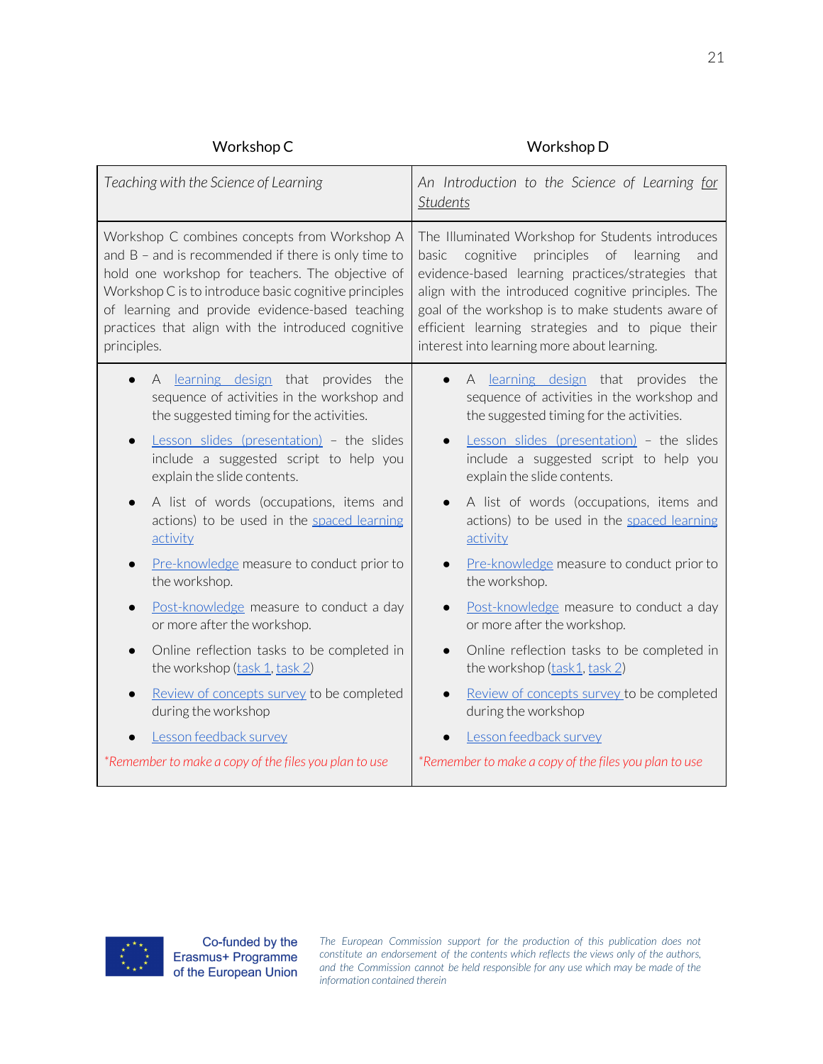| Workshop C | Workshop D |
|---|---|
| *Teaching with the Science of Learning* | *An Introduction to the Science of Learning for Students* |
| Workshop C combines concepts from Workshop A and B – and is recommended if there is only time to hold one workshop for teachers. The objective of Workshop C is to introduce basic cognitive principles of learning and provide evidence-based teaching practices that align with the introduced cognitive principles. | The Illuminated Workshop for Students introduces basic cognitive principles of learning and evidence-based learning practices/strategies that align with the introduced cognitive principles. The goal of the workshop is to make students aware of efficient learning strategies and to pique their interest into learning more about learning. |
| • A learning design that provides the sequence of activities in the workshop and the suggested timing for the activities.<br>• Lesson slides (presentation) – the slides include a suggested script to help you explain the slide contents.<br>• A list of words (occupations, items and actions) to be used in the spaced learning activity<br>• Pre-knowledge measure to conduct prior to the workshop.<br>• Post-knowledge measure to conduct a day or more after the workshop.<br>• Online reflection tasks to be completed in the workshop (task 1, task 2)<br>• Review of concepts survey to be completed during the workshop<br>• Lesson feedback survey<br>*\*Remember to make a copy of the files you plan to use* | • A learning design that provides the sequence of activities in the workshop and the suggested timing for the activities.<br>• Lesson slides (presentation) – the slides include a suggested script to help you explain the slide contents.<br>• A list of words (occupations, items and actions) to be used in the spaced learning activity<br>• Pre-knowledge measure to conduct prior to the workshop.<br>• Post-knowledge measure to conduct a day or more after the workshop.<br>• Online reflection tasks to be completed in the workshop (task1, task 2)<br>• Review of concepts survey to be completed during the workshop<br>• Lesson feedback survey<br>*\*Remember to make a copy of the files you plan to use* |

Co-funded by the Erasmus+ Programme of the European Union

*The European Commission support for the production of this publication does not constitute an endorsement of the contents which reflects the views only of the authors, and the Commission cannot be held responsible for any use which may be made of the information contained therein*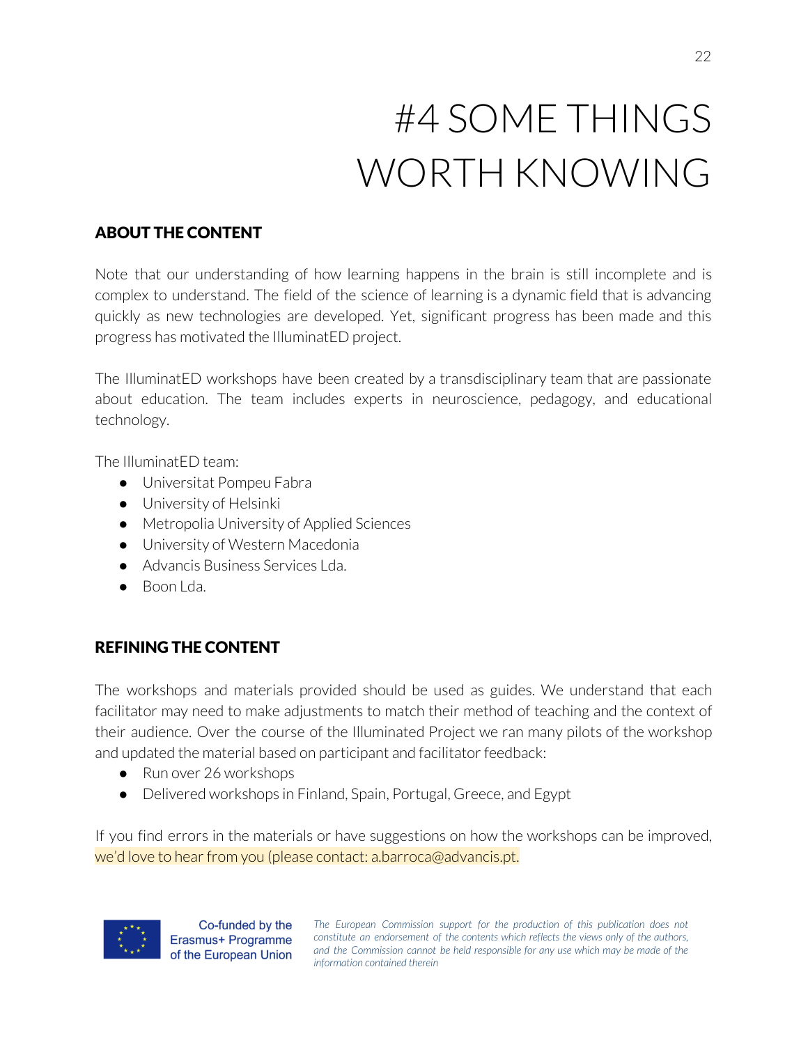# #4 SOME THINGS WORTH KNOWING

## ABOUT THE CONTENT

Note that our understanding of how learning happens in the brain is still incomplete and is complex to understand. The field of the science of learning is a dynamic field that is advancing quickly as new technologies are developed. Yet, significant progress has been made and this progress has motivated the IlluminatED project.

The IlluminatED workshops have been created by a transdisciplinary team that are passionate about education. The team includes experts in neuroscience, pedagogy, and educational technology.

The IlluminatED team:

- Universitat Pompeu Fabra
- University of Helsinki
- Metropolia University of Applied Sciences
- University of Western Macedonia
- Advancis Business Services Lda.
- Boon Lda.

## REFINING THE CONTENT

The workshops and materials provided should be used as guides. We understand that each facilitator may need to make adjustments to match their method of teaching and the context of their audience. Over the course of the Illuminated Project we ran many pilots of the workshop and updated the material based on participant and facilitator feedback:

- Run over 26 workshops
- Delivered workshops in Finland, Spain, Portugal, Greece, and Egypt

If you find errors in the materials or have suggestions on how the workshops can be improved, we'd love to hear from you (please contact: a.barroca@advancis.pt.

Co-funded by the Erasmus+ Programme of the European Union

*The European Commission support for the production of this publication does not constitute an endorsement of the contents which reflects the views only of the authors, and the Commission cannot be held responsible for any use which may be made of the information contained therein*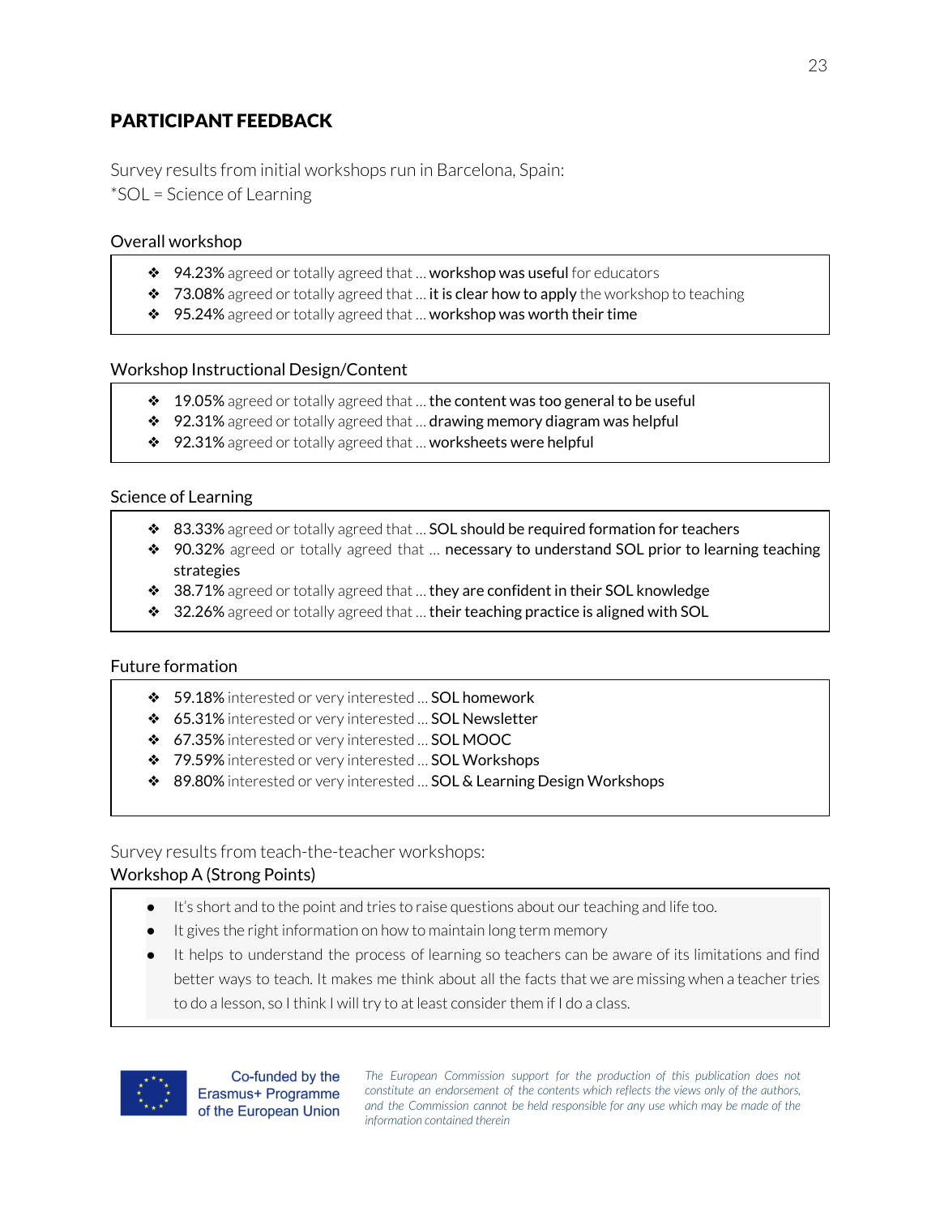## PARTICIPANT FEEDBACK

Survey results from initial workshops run in Barcelona, Spain:
*SOL = Science of Learning

### Overall workshop

- **94.23%** agreed or totally agreed that ... **workshop was useful** for educators
- **73.08%** agreed or totally agreed that ... **it is clear how to apply** the workshop to teaching
- **95.24%** agreed or totally agreed that ... **workshop was worth their time**

### Workshop Instructional Design/Content

- **19.05%** agreed or totally agreed that ... **the content was too general to be useful**
- **92.31%** agreed or totally agreed that ... **drawing memory diagram was helpful**
- **92.31%** agreed or totally agreed that ... **worksheets were helpful**

### Science of Learning

- **83.33%** agreed or totally agreed that ... **SOL should be required formation for teachers**
- **90.32%** agreed or totally agreed that ... **necessary to understand SOL prior to learning teaching strategies**
- **38.71%** agreed or totally agreed that ... **they are confident in their SOL knowledge**
- **32.26%** agreed or totally agreed that ... **their teaching practice is aligned with SOL**

### Future formation

- **59.18%** interested or very interested ... **SOL homework**
- **65.31%** interested or very interested ... **SOL Newsletter**
- **67.35%** interested or very interested ... **SOL MOOC**
- **79.59%** interested or very interested ... **SOL Workshops**
- **89.80%** interested or very interested ... **SOL & Learning Design Workshops**

Survey results from teach-the-teacher workshops:

### Workshop A (Strong Points)

- It's short and to the point and tries to raise questions about our teaching and life too.
- It gives the right information on how to maintain long term memory
- It helps to understand the process of learning so teachers can be aware of its limitations and find better ways to teach. It makes me think about all the facts that we are missing when a teacher tries to do a lesson, so I think I will try to at least consider them if I do a class.

Co-funded by the Erasmus+ Programme of the European Union

*The European Commission support for the production of this publication does not constitute an endorsement of the contents which reflects the views only of the authors, and the Commission cannot be held responsible for any use which may be made of the information contained therein*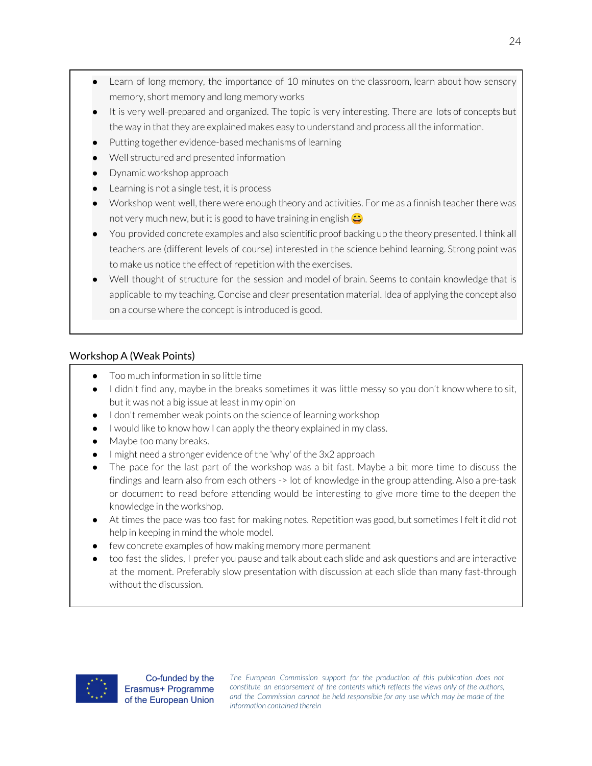- Learn of long memory, the importance of 10 minutes on the classroom, learn about how sensory memory, short memory and long memory works
- It is very well-prepared and organized. The topic is very interesting. There are lots of concepts but the way in that they are explained makes easy to understand and process all the information.
- Putting together evidence-based mechanisms of learning
- Well structured and presented information
- Dynamic workshop approach
- Learning is not a single test, it is process
- Workshop went well, there were enough theory and activities. For me as a finnish teacher there was not very much new, but it is good to have training in english 😄
- You provided concrete examples and also scientific proof backing up the theory presented. I think all teachers are (different levels of course) interested in the science behind learning. Strong point was to make us notice the effect of repetition with the exercises.
- Well thought of structure for the session and model of brain. Seems to contain knowledge that is applicable to my teaching. Concise and clear presentation material. Idea of applying the concept also on a course where the concept is introduced is good.

## Workshop A (Weak Points)

- Too much information in so little time
- I didn't find any, maybe in the breaks sometimes it was little messy so you don't know where to sit, but it was not a big issue at least in my opinion
- I don't remember weak points on the science of learning workshop
- I would like to know how I can apply the theory explained in my class.
- Maybe too many breaks.
- I might need a stronger evidence of the 'why' of the 3x2 approach
- The pace for the last part of the workshop was a bit fast. Maybe a bit more time to discuss the findings and learn also from each others -> lot of knowledge in the group attending. Also a pre-task or document to read before attending would be interesting to give more time to the deepen the knowledge in the workshop.
- At times the pace was too fast for making notes. Repetition was good, but sometimes I felt it did not help in keeping in mind the whole model.
- few concrete examples of how making memory more permanent
- too fast the slides, I prefer you pause and talk about each slide and ask questions and are interactive at the moment. Preferably slow presentation with discussion at each slide than many fast-through without the discussion.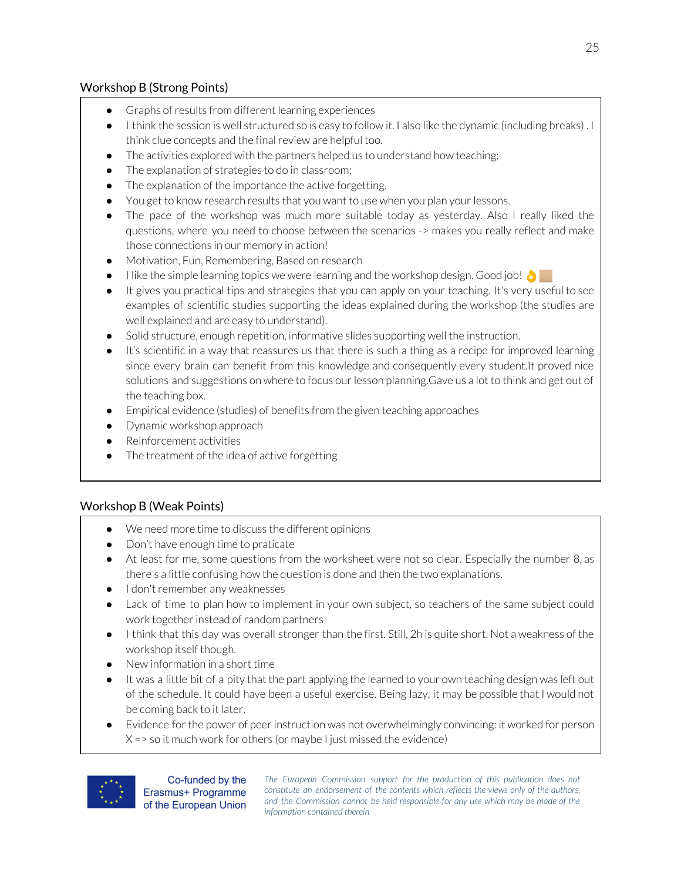## Workshop B (Strong Points)

- Graphs of results from different learning experiences
- I think the session is well structured so is easy to follow it. I also like the dynamic (including breaks) . I think clue concepts and the final review are helpful too.
- The activities explored with the partners helped us to understand how teaching;
- The explanation of strategies to do in classroom;
- The explanation of the importance the active forgetting.
- You get to know research results that you want to use when you plan your lessons.
- The pace of the workshop was much more suitable today as yesterday. Also I really liked the questions, where you need to choose between the scenarios -> makes you really reflect and make those connections in our memory in action!
- Motivation, Fun, Remembering, Based on research
- I like the simple learning topics we were learning and the workshop design. Good job! 👌🏼
- It gives you practical tips and strategies that you can apply on your teaching. It's very useful to see examples of scientific studies supporting the ideas explained during the workshop (the studies are well explained and are easy to understand).
- Solid structure, enough repetition, informative slides supporting well the instruction.
- It's scientific in a way that reassures us that there is such a thing as a recipe for improved learning since every brain can benefit from this knowledge and consequently every student.It proved nice solutions and suggestions on where to focus our lesson planning.Gave us a lot to think and get out of the teaching box.
- Empirical evidence (studies) of benefits from the given teaching approaches
- Dynamic workshop approach
- Reinforcement activities
- The treatment of the idea of active forgetting

## Workshop B (Weak Points)

- We need more time to discuss the different opinions
- Don't have enough time to praticate
- At least for me, some questions from the worksheet were not so clear. Especially the number 8, as there's a little confusing how the question is done and then the two explanations.
- I don't remember any weaknesses
- Lack of time to plan how to implement in your own subject, so teachers of the same subject could work together instead of random partners
- I think that this day was overall stronger than the first. Still, 2h is quite short. Not a weakness of the workshop itself though.
- New information in a short time
- It was a little bit of a pity that the part applying the learned to your own teaching design was left out of the schedule. It could have been a useful exercise. Being lazy, it may be possible that I would not be coming back to it later.
- Evidence for the power of peer instruction was not overwhelmingly convincing: it worked for person X => so it much work for others (or maybe I just missed the evidence)

Co-funded by the Erasmus+ Programme of the European Union

*The European Commission support for the production of this publication does not constitute an endorsement of the contents which reflects the views only of the authors, and the Commission cannot be held responsible for any use which may be made of the information contained therein*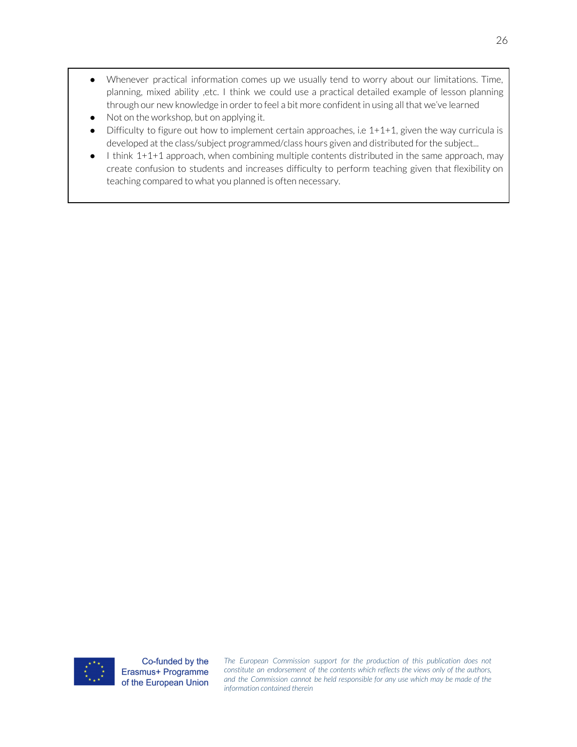- Whenever practical information comes up we usually tend to worry about our limitations. Time, planning, mixed ability ,etc. I think we could use a practical detailed example of lesson planning through our new knowledge in order to feel a bit more confident in using all that we've learned
- Not on the workshop, but on applying it.
- Difficulty to figure out how to implement certain approaches, i.e 1+1+1, given the way curricula is developed at the class/subject programmed/class hours given and distributed for the subject...
- I think 1+1+1 approach, when combining multiple contents distributed in the same approach, may create confusion to students and increases difficulty to perform teaching given that flexibility on teaching compared to what you planned is often necessary.

Co-funded by the Erasmus+ Programme of the European Union

*The European Commission support for the production of this publication does not constitute an endorsement of the contents which reflects the views only of the authors, and the Commission cannot be held responsible for any use which may be made of the information contained therein*